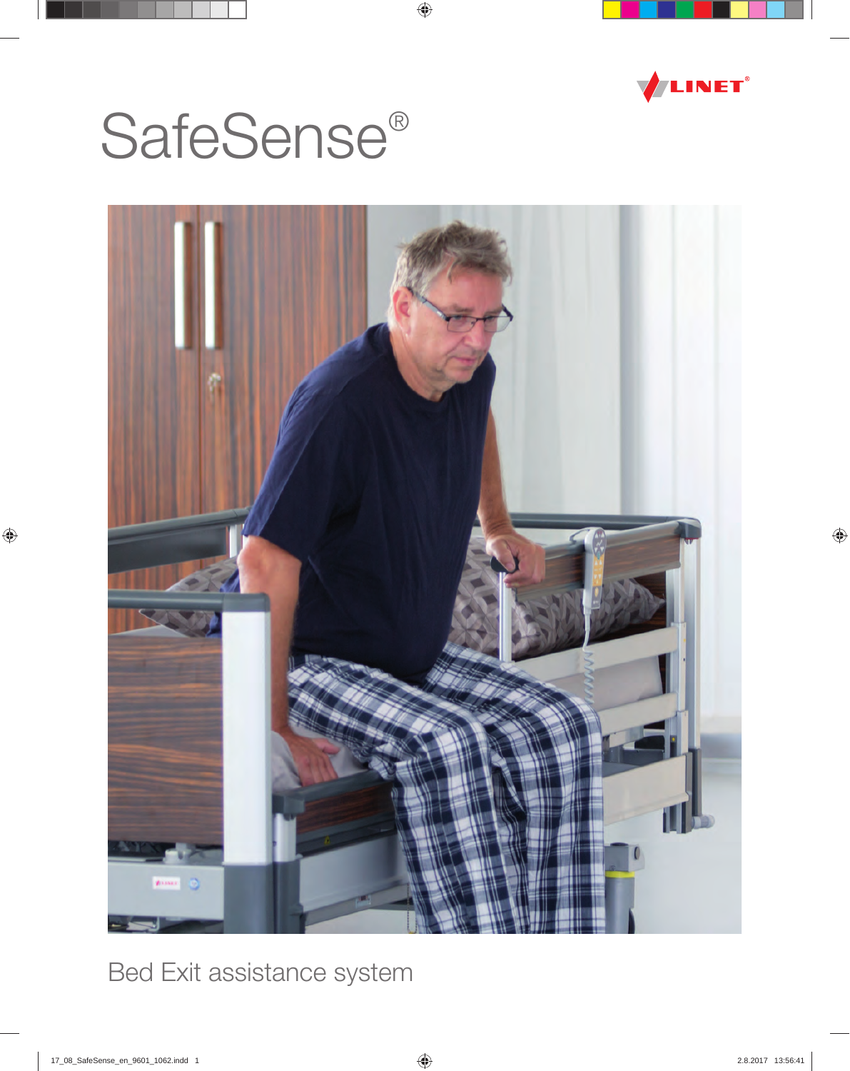LINET®

# SafeSense®

Bed Exit assistance system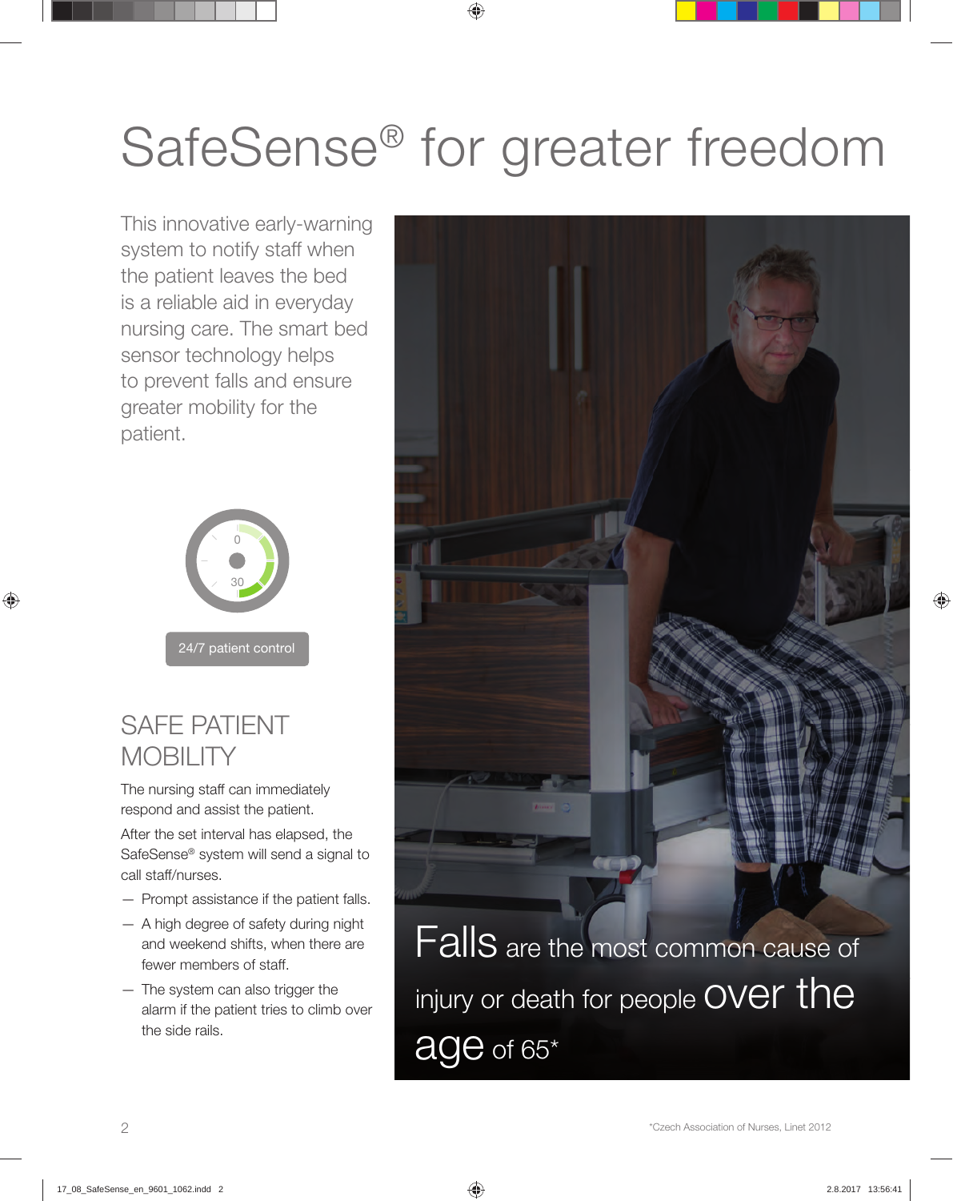# SafeSense® for greater freedom

This innovative early-warning system to notify staff when the patient leaves the bed is a reliable aid in everyday nursing care. The smart bed sensor technology helps to prevent falls and ensure greater mobility for the patient.

0

30

24/7 patient control

## SAFE PATIENT MOBILITY

The nursing staff can immediately respond and assist the patient.

After the set interval has elapsed, the SafeSense® system will send a signal to call staff/nurses.

- Prompt assistance if the patient falls.
- A high degree of safety during night and weekend shifts, when there are fewer members of staff.
- The system can also trigger the alarm if the patient tries to climb over the side rails.

Falls are the most common cause of injury or death for people over the age of 65*

*Czech Association of Nurses, Linet 2012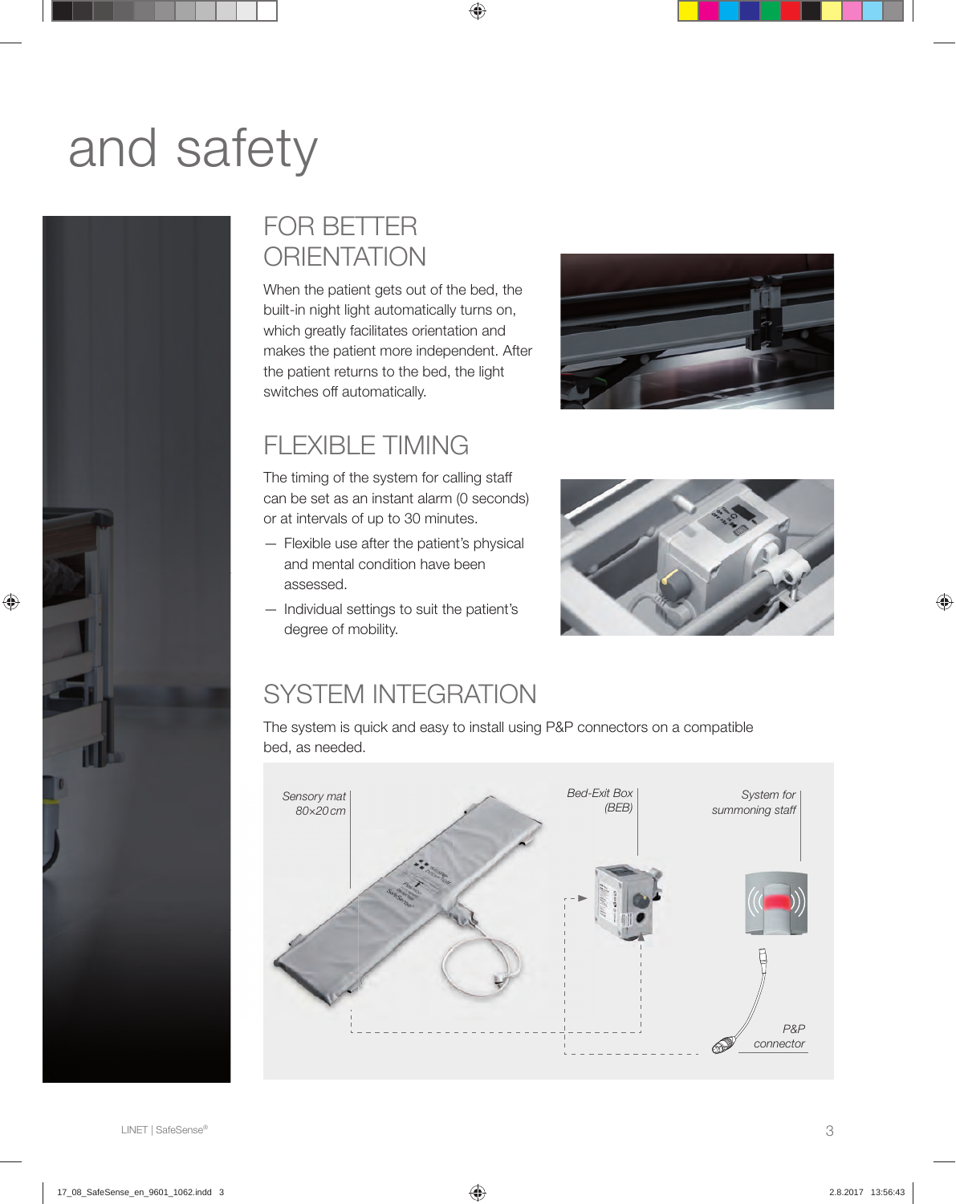# and safety

## FOR BETTER ORIENTATION

When the patient gets out of the bed, the built-in night light automatically turns on, which greatly facilitates orientation and makes the patient more independent. After the patient returns to the bed, the light switches off automatically.

## FLEXIBLE TIMING

The timing of the system for calling staff can be set as an instant alarm (0 seconds) or at intervals of up to 30 minutes.

- Flexible use after the patient's physical and mental condition have been assessed.
- Individual settings to suit the patient's degree of mobility.

## SYSTEM INTEGRATION

The system is quick and easy to install using P&P connectors on a compatible bed, as needed.

*Sensory mat 80×20 cm*

*Bed-Exit Box (BEB)*

*System for summoning staff*

*P&P connector*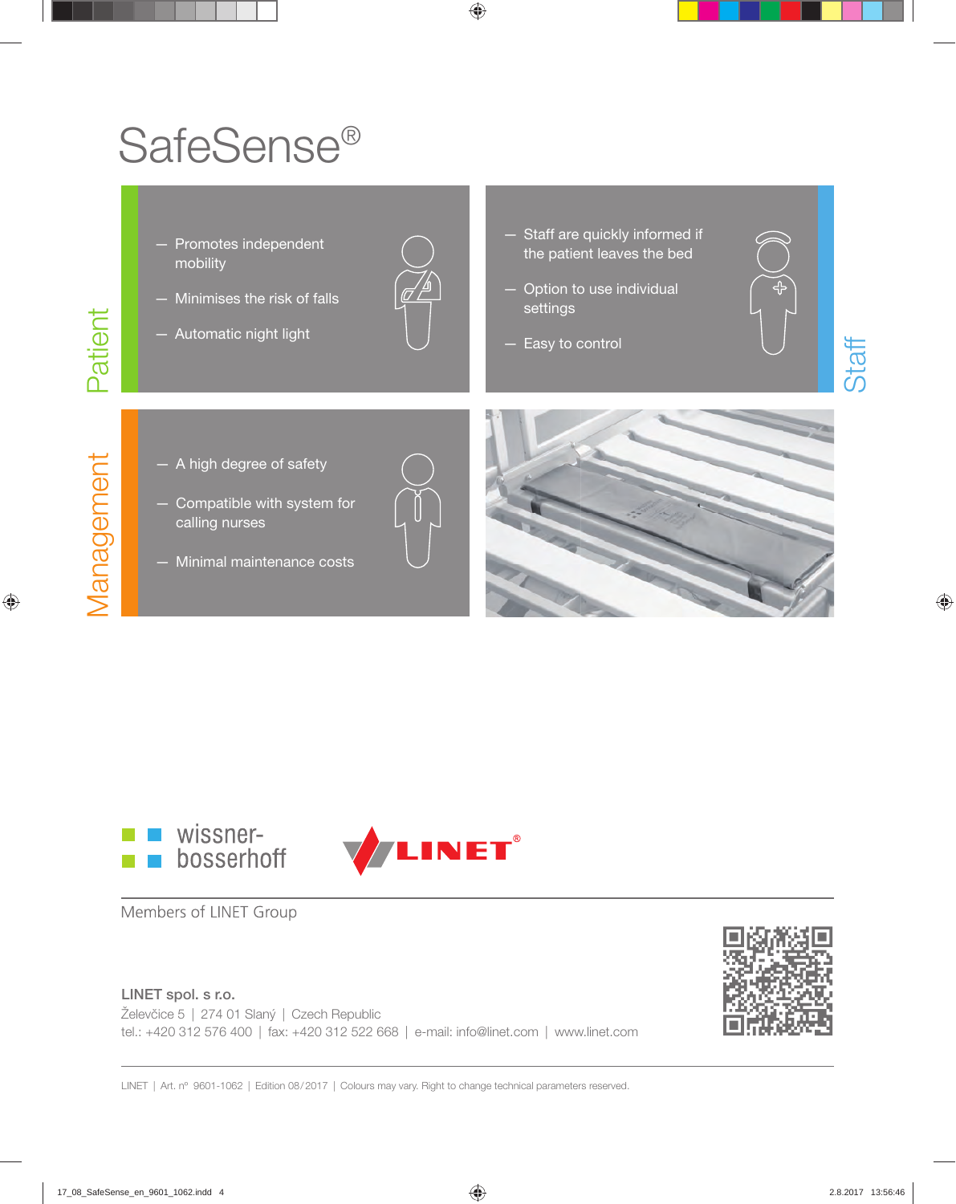# SafeSense®

## Patient

- Promotes independent mobility
- Minimises the risk of falls
- Automatic night light

## Staff

- Staff are quickly informed if the patient leaves the bed
- Option to use individual settings
- Easy to control

## Management

- A high degree of safety
- Compatible with system for calling nurses
- Minimal maintenance costs

wissner-bosserhoff

LINET®

Members of LINET Group

**LINET spol. s r.o.**
Želevčice 5 | 274 01 Slaný | Czech Republic
tel.: +420 312 576 400 | fax: +420 312 522 668 | e-mail: info@linet.com | www.linet.com

LINET | Art. nº 9601-1062 | Edition 08/2017 | Colours may vary. Right to change technical parameters reserved.